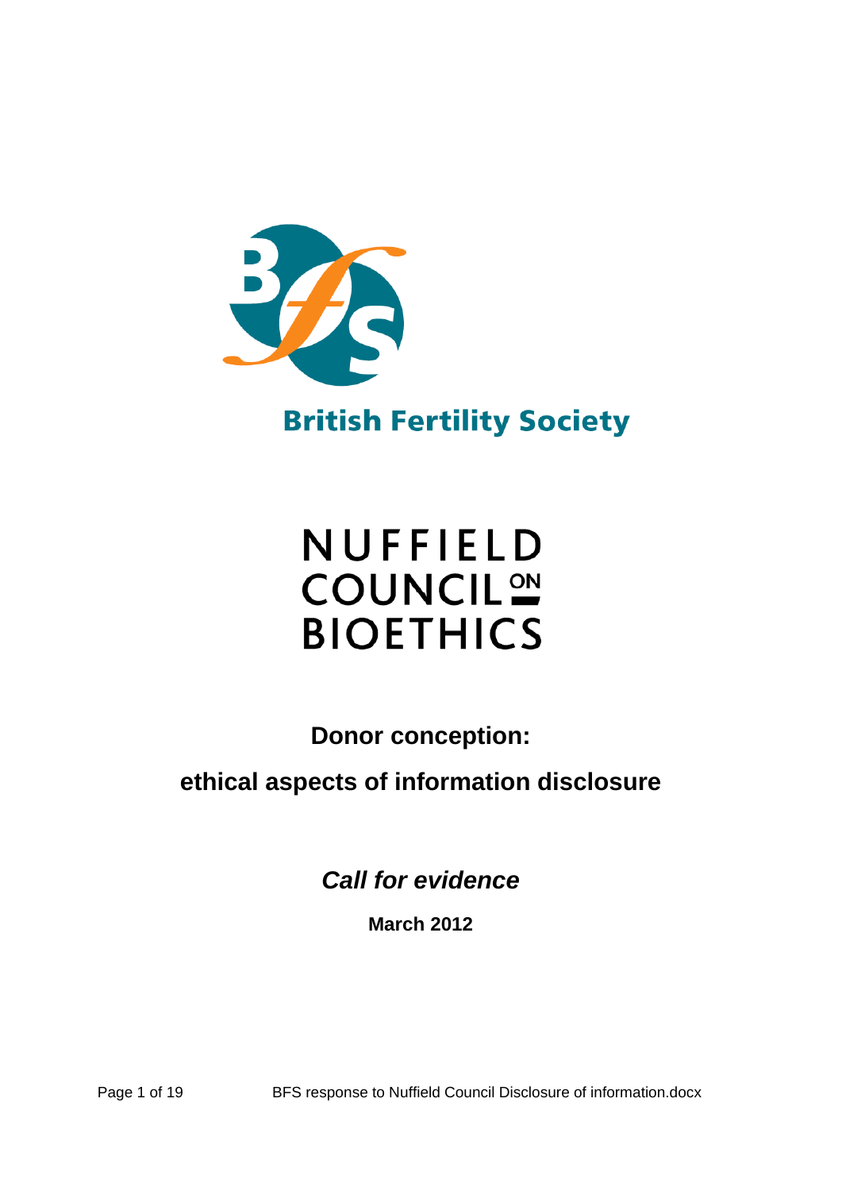British Fertility Society

NUFFIELD COUNCIL ON BIOETHICS

# Donor conception: ethical aspects of information disclosure

## *Call for evidence*

**March 2012**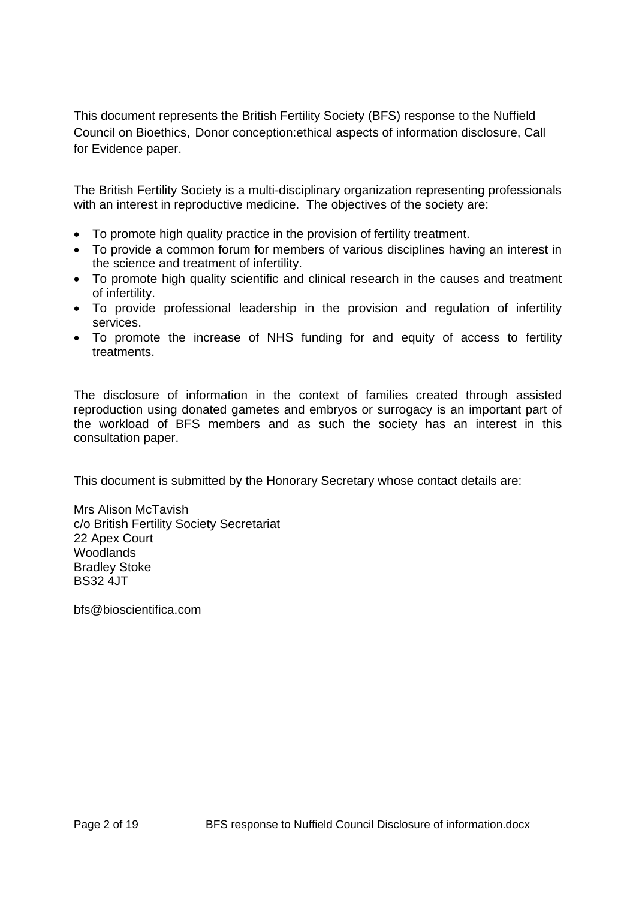This document represents the British Fertility Society (BFS) response to the Nuffield Council on Bioethics, Donor conception:ethical aspects of information disclosure, Call for Evidence paper.

The British Fertility Society is a multi-disciplinary organization representing professionals with an interest in reproductive medicine. The objectives of the society are:

- To promote high quality practice in the provision of fertility treatment.
- To provide a common forum for members of various disciplines having an interest in the science and treatment of infertility.
- To promote high quality scientific and clinical research in the causes and treatment of infertility.
- To provide professional leadership in the provision and regulation of infertility services.
- To promote the increase of NHS funding for and equity of access to fertility treatments.

The disclosure of information in the context of families created through assisted reproduction using donated gametes and embryos or surrogacy is an important part of the workload of BFS members and as such the society has an interest in this consultation paper.

This document is submitted by the Honorary Secretary whose contact details are:

Mrs Alison McTavish
c/o British Fertility Society Secretariat
22 Apex Court
Woodlands
Bradley Stoke
BS32 4JT

bfs@bioscientifica.com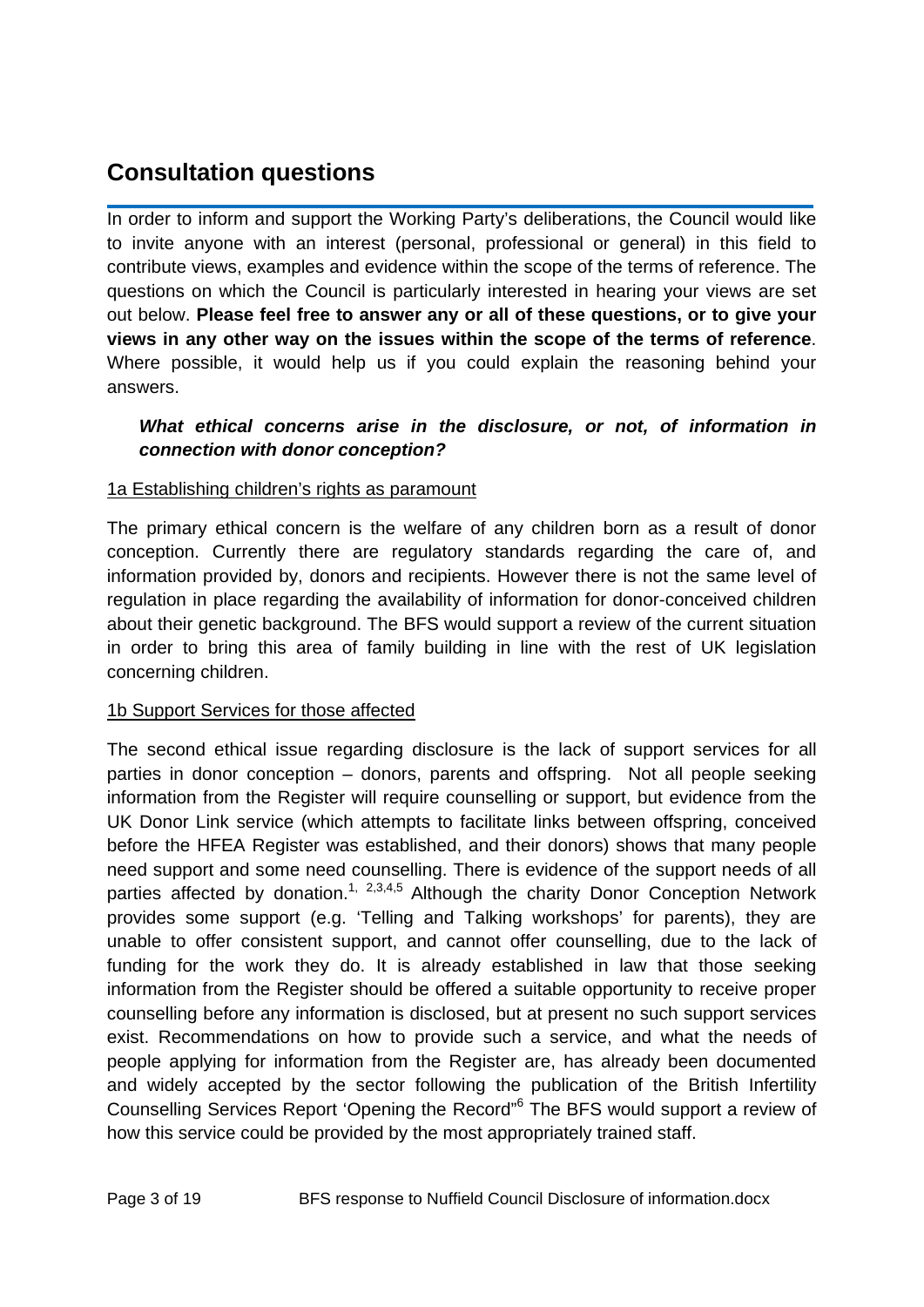## Consultation questions

In order to inform and support the Working Party's deliberations, the Council would like to invite anyone with an interest (personal, professional or general) in this field to contribute views, examples and evidence within the scope of the terms of reference. The questions on which the Council is particularly interested in hearing your views are set out below. **Please feel free to answer any or all of these questions, or to give your views in any other way on the issues within the scope of the terms of reference**. Where possible, it would help us if you could explain the reasoning behind your answers.

> ***What ethical concerns arise in the disclosure, or not, of information in connection with donor conception?***

1a Establishing children's rights as paramount

The primary ethical concern is the welfare of any children born as a result of donor conception. Currently there are regulatory standards regarding the care of, and information provided by, donors and recipients. However there is not the same level of regulation in place regarding the availability of information for donor-conceived children about their genetic background. The BFS would support a review of the current situation in order to bring this area of family building in line with the rest of UK legislation concerning children.

1b Support Services for those affected

The second ethical issue regarding disclosure is the lack of support services for all parties in donor conception – donors, parents and offspring. Not all people seeking information from the Register will require counselling or support, but evidence from the UK Donor Link service (which attempts to facilitate links between offspring, conceived before the HFEA Register was established, and their donors) shows that many people need support and some need counselling. There is evidence of the support needs of all parties affected by donation.[1, 2,3,4,5] Although the charity Donor Conception Network provides some support (e.g. 'Telling and Talking workshops' for parents), they are unable to offer consistent support, and cannot offer counselling, due to the lack of funding for the work they do. It is already established in law that those seeking information from the Register should be offered a suitable opportunity to receive proper counselling before any information is disclosed, but at present no such support services exist. Recommendations on how to provide such a service, and what the needs of people applying for information from the Register are, has already been documented and widely accepted by the sector following the publication of the British Infertility Counselling Services Report 'Opening the Record"[6] The BFS would support a review of how this service could be provided by the most appropriately trained staff.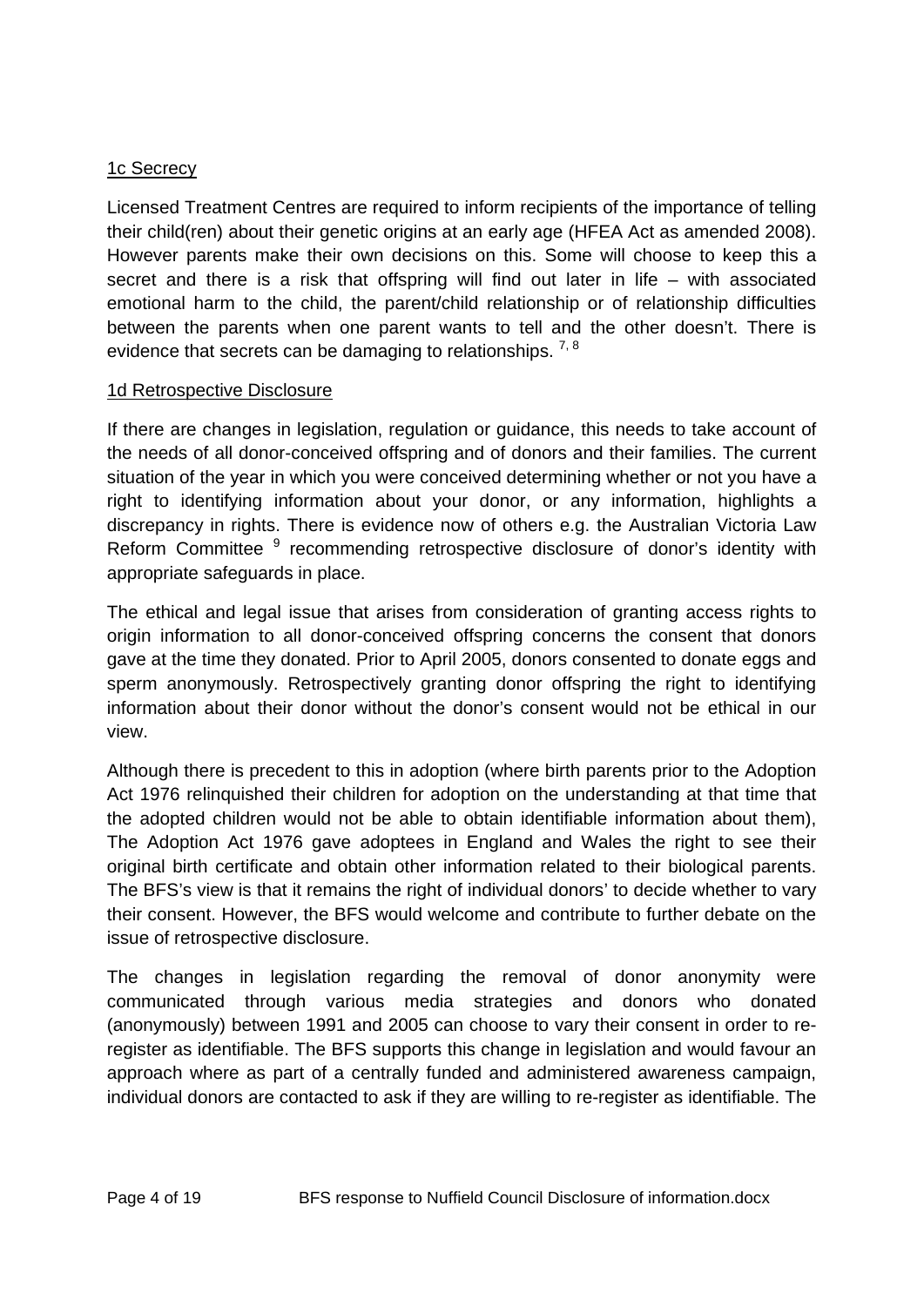### 1c Secrecy

Licensed Treatment Centres are required to inform recipients of the importance of telling their child(ren) about their genetic origins at an early age (HFEA Act as amended 2008). However parents make their own decisions on this. Some will choose to keep this a secret and there is a risk that offspring will find out later in life – with associated emotional harm to the child, the parent/child relationship or of relationship difficulties between the parents when one parent wants to tell and the other doesn't. There is evidence that secrets can be damaging to relationships. [7, 8]

### 1d Retrospective Disclosure

If there are changes in legislation, regulation or guidance, this needs to take account of the needs of all donor-conceived offspring and of donors and their families. The current situation of the year in which you were conceived determining whether or not you have a right to identifying information about your donor, or any information, highlights a discrepancy in rights. There is evidence now of others e.g. the Australian Victoria Law Reform Committee [9] recommending retrospective disclosure of donor's identity with appropriate safeguards in place.

The ethical and legal issue that arises from consideration of granting access rights to origin information to all donor-conceived offspring concerns the consent that donors gave at the time they donated. Prior to April 2005, donors consented to donate eggs and sperm anonymously. Retrospectively granting donor offspring the right to identifying information about their donor without the donor's consent would not be ethical in our view.

Although there is precedent to this in adoption (where birth parents prior to the Adoption Act 1976 relinquished their children for adoption on the understanding at that time that the adopted children would not be able to obtain identifiable information about them), The Adoption Act 1976 gave adoptees in England and Wales the right to see their original birth certificate and obtain other information related to their biological parents. The BFS's view is that it remains the right of individual donors' to decide whether to vary their consent. However, the BFS would welcome and contribute to further debate on the issue of retrospective disclosure.

The changes in legislation regarding the removal of donor anonymity were communicated through various media strategies and donors who donated (anonymously) between 1991 and 2005 can choose to vary their consent in order to re-register as identifiable. The BFS supports this change in legislation and would favour an approach where as part of a centrally funded and administered awareness campaign, individual donors are contacted to ask if they are willing to re-register as identifiable. The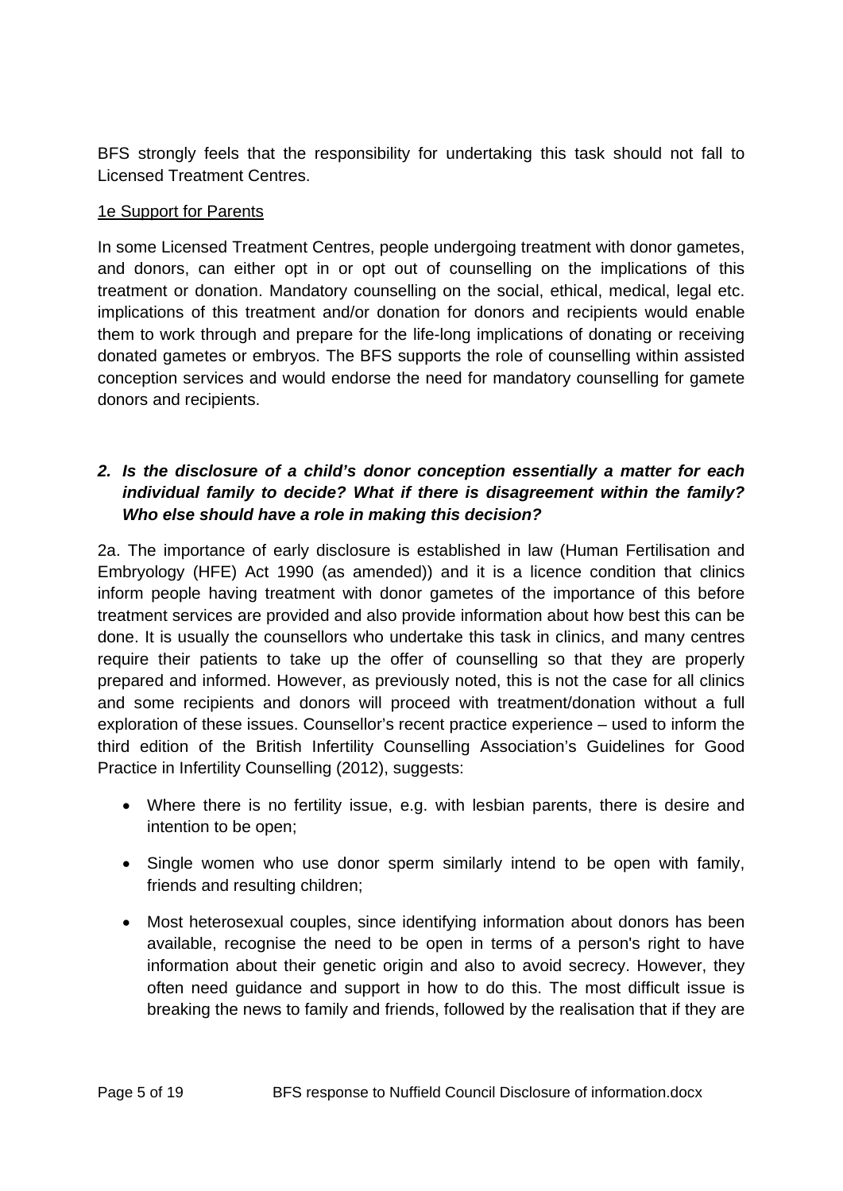BFS strongly feels that the responsibility for undertaking this task should not fall to Licensed Treatment Centres.

1e Support for Parents

In some Licensed Treatment Centres, people undergoing treatment with donor gametes, and donors, can either opt in or opt out of counselling on the implications of this treatment or donation. Mandatory counselling on the social, ethical, medical, legal etc. implications of this treatment and/or donation for donors and recipients would enable them to work through and prepare for the life-long implications of donating or receiving donated gametes or embryos. The BFS supports the role of counselling within assisted conception services and would endorse the need for mandatory counselling for gamete donors and recipients.

***2. Is the disclosure of a child's donor conception essentially a matter for each individual family to decide? What if there is disagreement within the family? Who else should have a role in making this decision?***

2a. The importance of early disclosure is established in law (Human Fertilisation and Embryology (HFE) Act 1990 (as amended)) and it is a licence condition that clinics inform people having treatment with donor gametes of the importance of this before treatment services are provided and also provide information about how best this can be done. It is usually the counsellors who undertake this task in clinics, and many centres require their patients to take up the offer of counselling so that they are properly prepared and informed. However, as previously noted, this is not the case for all clinics and some recipients and donors will proceed with treatment/donation without a full exploration of these issues. Counsellor's recent practice experience – used to inform the third edition of the British Infertility Counselling Association's Guidelines for Good Practice in Infertility Counselling (2012), suggests:

- Where there is no fertility issue, e.g. with lesbian parents, there is desire and intention to be open;
- Single women who use donor sperm similarly intend to be open with family, friends and resulting children;
- Most heterosexual couples, since identifying information about donors has been available, recognise the need to be open in terms of a person's right to have information about their genetic origin and also to avoid secrecy. However, they often need guidance and support in how to do this. The most difficult issue is breaking the news to family and friends, followed by the realisation that if they are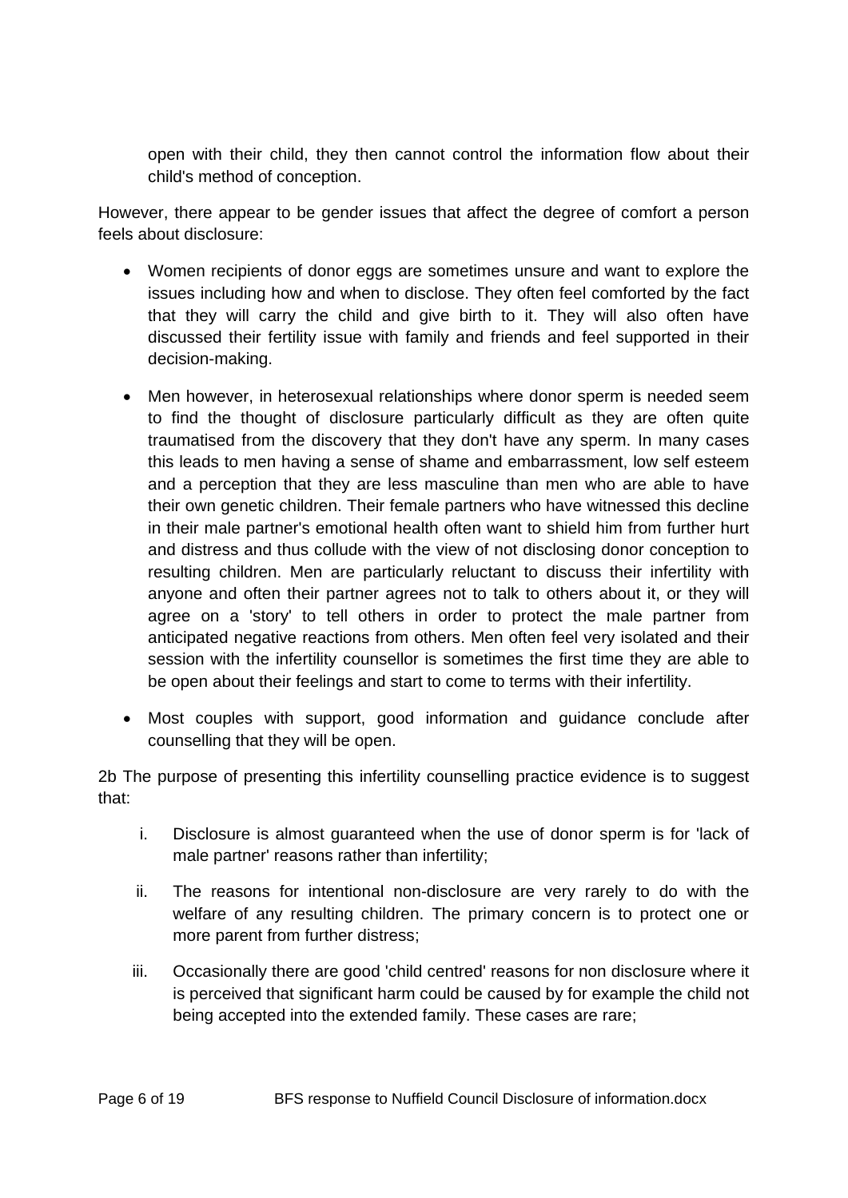open with their child, they then cannot control the information flow about their child's method of conception.

However, there appear to be gender issues that affect the degree of comfort a person feels about disclosure:

- Women recipients of donor eggs are sometimes unsure and want to explore the issues including how and when to disclose. They often feel comforted by the fact that they will carry the child and give birth to it. They will also often have discussed their fertility issue with family and friends and feel supported in their decision-making.
- Men however, in heterosexual relationships where donor sperm is needed seem to find the thought of disclosure particularly difficult as they are often quite traumatised from the discovery that they don't have any sperm. In many cases this leads to men having a sense of shame and embarrassment, low self esteem and a perception that they are less masculine than men who are able to have their own genetic children. Their female partners who have witnessed this decline in their male partner's emotional health often want to shield him from further hurt and distress and thus collude with the view of not disclosing donor conception to resulting children. Men are particularly reluctant to discuss their infertility with anyone and often their partner agrees not to talk to others about it, or they will agree on a 'story' to tell others in order to protect the male partner from anticipated negative reactions from others. Men often feel very isolated and their session with the infertility counsellor is sometimes the first time they are able to be open about their feelings and start to come to terms with their infertility.
- Most couples with support, good information and guidance conclude after counselling that they will be open.

2b The purpose of presenting this infertility counselling practice evidence is to suggest that:

i. Disclosure is almost guaranteed when the use of donor sperm is for 'lack of male partner' reasons rather than infertility;

ii. The reasons for intentional non-disclosure are very rarely to do with the welfare of any resulting children. The primary concern is to protect one or more parent from further distress;

iii. Occasionally there are good 'child centred' reasons for non disclosure where it is perceived that significant harm could be caused by for example the child not being accepted into the extended family. These cases are rare;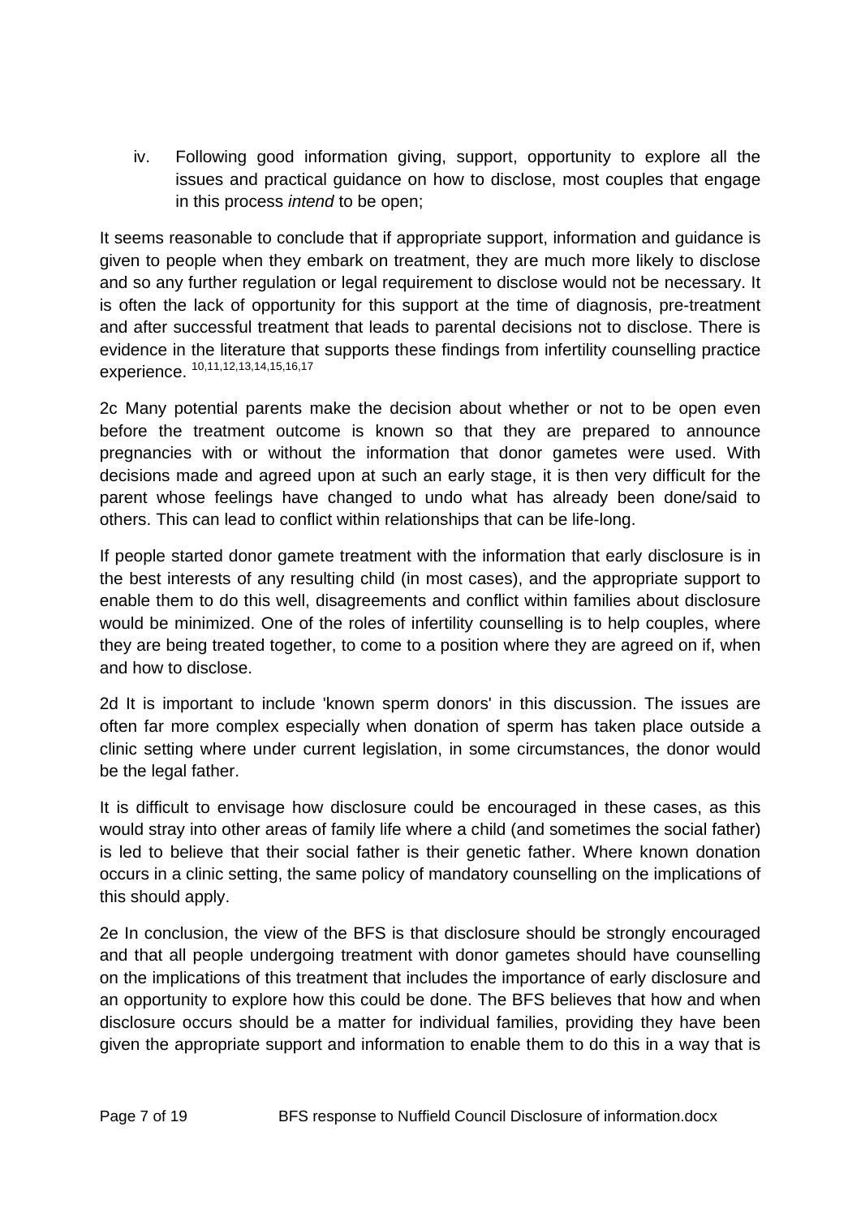iv. Following good information giving, support, opportunity to explore all the issues and practical guidance on how to disclose, most couples that engage in this process *intend* to be open;

It seems reasonable to conclude that if appropriate support, information and guidance is given to people when they embark on treatment, they are much more likely to disclose and so any further regulation or legal requirement to disclose would not be necessary. It is often the lack of opportunity for this support at the time of diagnosis, pre-treatment and after successful treatment that leads to parental decisions not to disclose. There is evidence in the literature that supports these findings from infertility counselling practice experience. [10,11,12,13,14,15,16,17]

2c Many potential parents make the decision about whether or not to be open even before the treatment outcome is known so that they are prepared to announce pregnancies with or without the information that donor gametes were used. With decisions made and agreed upon at such an early stage, it is then very difficult for the parent whose feelings have changed to undo what has already been done/said to others. This can lead to conflict within relationships that can be life-long.

If people started donor gamete treatment with the information that early disclosure is in the best interests of any resulting child (in most cases), and the appropriate support to enable them to do this well, disagreements and conflict within families about disclosure would be minimized. One of the roles of infertility counselling is to help couples, where they are being treated together, to come to a position where they are agreed on if, when and how to disclose.

2d It is important to include 'known sperm donors' in this discussion. The issues are often far more complex especially when donation of sperm has taken place outside a clinic setting where under current legislation, in some circumstances, the donor would be the legal father.

It is difficult to envisage how disclosure could be encouraged in these cases, as this would stray into other areas of family life where a child (and sometimes the social father) is led to believe that their social father is their genetic father. Where known donation occurs in a clinic setting, the same policy of mandatory counselling on the implications of this should apply.

2e In conclusion, the view of the BFS is that disclosure should be strongly encouraged and that all people undergoing treatment with donor gametes should have counselling on the implications of this treatment that includes the importance of early disclosure and an opportunity to explore how this could be done. The BFS believes that how and when disclosure occurs should be a matter for individual families, providing they have been given the appropriate support and information to enable them to do this in a way that is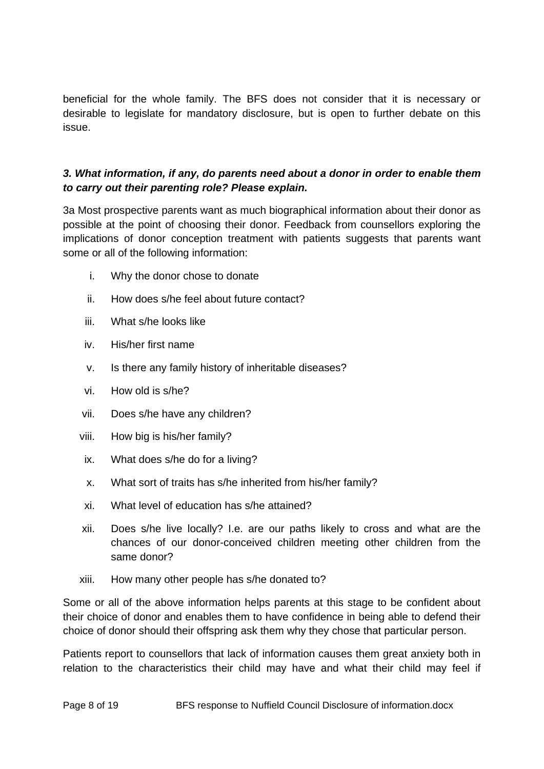beneficial for the whole family. The BFS does not consider that it is necessary or desirable to legislate for mandatory disclosure, but is open to further debate on this issue.

***3. What information, if any, do parents need about a donor in order to enable them to carry out their parenting role? Please explain.***

3a Most prospective parents want as much biographical information about their donor as possible at the point of choosing their donor. Feedback from counsellors exploring the implications of donor conception treatment with patients suggests that parents want some or all of the following information:

i. Why the donor chose to donate
ii. How does s/he feel about future contact?
iii. What s/he looks like
iv. His/her first name
v. Is there any family history of inheritable diseases?
vi. How old is s/he?
vii. Does s/he have any children?
viii. How big is his/her family?
ix. What does s/he do for a living?
x. What sort of traits has s/he inherited from his/her family?
xi. What level of education has s/he attained?
xii. Does s/he live locally? I.e. are our paths likely to cross and what are the chances of our donor-conceived children meeting other children from the same donor?
xiii. How many other people has s/he donated to?

Some or all of the above information helps parents at this stage to be confident about their choice of donor and enables them to have confidence in being able to defend their choice of donor should their offspring ask them why they chose that particular person.

Patients report to counsellors that lack of information causes them great anxiety both in relation to the characteristics their child may have and what their child may feel if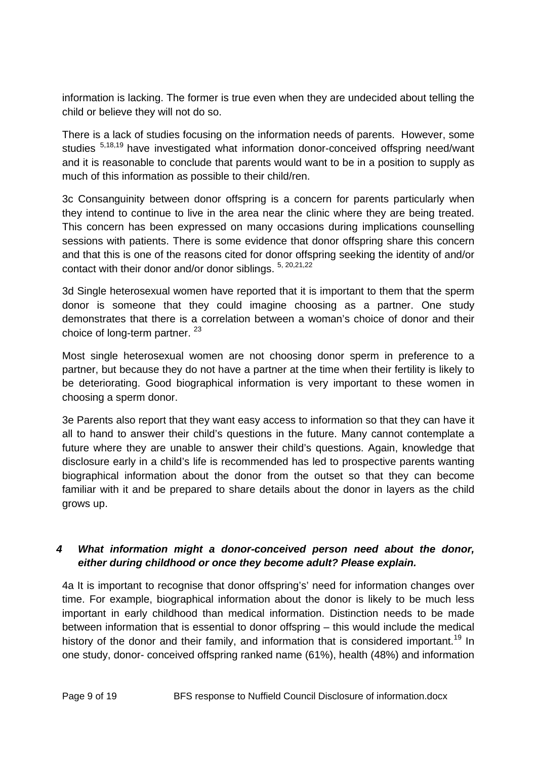information is lacking. The former is true even when they are undecided about telling the child or believe they will not do so.

There is a lack of studies focusing on the information needs of parents. However, some studies [5,18,19] have investigated what information donor-conceived offspring need/want and it is reasonable to conclude that parents would want to be in a position to supply as much of this information as possible to their child/ren.

3c Consanguinity between donor offspring is a concern for parents particularly when they intend to continue to live in the area near the clinic where they are being treated. This concern has been expressed on many occasions during implications counselling sessions with patients. There is some evidence that donor offspring share this concern and that this is one of the reasons cited for donor offspring seeking the identity of and/or contact with their donor and/or donor siblings. [5, 20,21,22]

3d Single heterosexual women have reported that it is important to them that the sperm donor is someone that they could imagine choosing as a partner. One study demonstrates that there is a correlation between a woman's choice of donor and their choice of long-term partner. [23]

Most single heterosexual women are not choosing donor sperm in preference to a partner, but because they do not have a partner at the time when their fertility is likely to be deteriorating. Good biographical information is very important to these women in choosing a sperm donor.

3e Parents also report that they want easy access to information so that they can have it all to hand to answer their child's questions in the future. Many cannot contemplate a future where they are unable to answer their child's questions. Again, knowledge that disclosure early in a child's life is recommended has led to prospective parents wanting biographical information about the donor from the outset so that they can become familiar with it and be prepared to share details about the donor in layers as the child grows up.

## *4 What information might a donor-conceived person need about the donor, either during childhood or once they become adult? Please explain.*

4a It is important to recognise that donor offspring's' need for information changes over time. For example, biographical information about the donor is likely to be much less important in early childhood than medical information. Distinction needs to be made between information that is essential to donor offspring – this would include the medical history of the donor and their family, and information that is considered important.[19] In one study, donor- conceived offspring ranked name (61%), health (48%) and information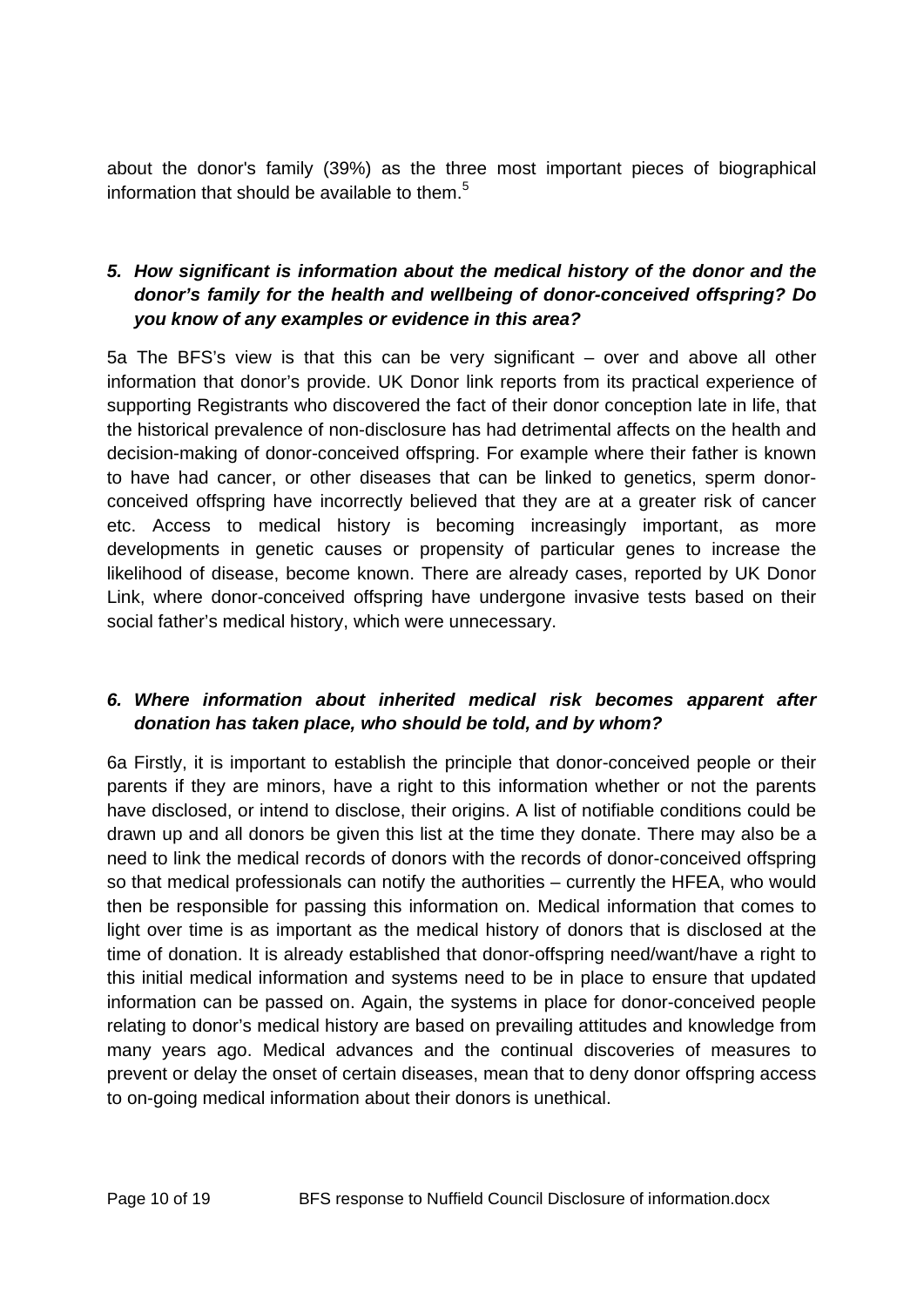about the donor's family (39%) as the three most important pieces of biographical information that should be available to them.[5]

5. ***How significant is information about the medical history of the donor and the donor's family for the health and wellbeing of donor-conceived offspring? Do you know of any examples or evidence in this area?***

5a The BFS's view is that this can be very significant – over and above all other information that donor's provide. UK Donor link reports from its practical experience of supporting Registrants who discovered the fact of their donor conception late in life, that the historical prevalence of non-disclosure has had detrimental affects on the health and decision-making of donor-conceived offspring. For example where their father is known to have had cancer, or other diseases that can be linked to genetics, sperm donor-conceived offspring have incorrectly believed that they are at a greater risk of cancer etc. Access to medical history is becoming increasingly important, as more developments in genetic causes or propensity of particular genes to increase the likelihood of disease, become known. There are already cases, reported by UK Donor Link, where donor-conceived offspring have undergone invasive tests based on their social father's medical history, which were unnecessary.

6. ***Where information about inherited medical risk becomes apparent after donation has taken place, who should be told, and by whom?***

6a Firstly, it is important to establish the principle that donor-conceived people or their parents if they are minors, have a right to this information whether or not the parents have disclosed, or intend to disclose, their origins. A list of notifiable conditions could be drawn up and all donors be given this list at the time they donate. There may also be a need to link the medical records of donors with the records of donor-conceived offspring so that medical professionals can notify the authorities – currently the HFEA, who would then be responsible for passing this information on. Medical information that comes to light over time is as important as the medical history of donors that is disclosed at the time of donation. It is already established that donor-offspring need/want/have a right to this initial medical information and systems need to be in place to ensure that updated information can be passed on. Again, the systems in place for donor-conceived people relating to donor's medical history are based on prevailing attitudes and knowledge from many years ago. Medical advances and the continual discoveries of measures to prevent or delay the onset of certain diseases, mean that to deny donor offspring access to on-going medical information about their donors is unethical.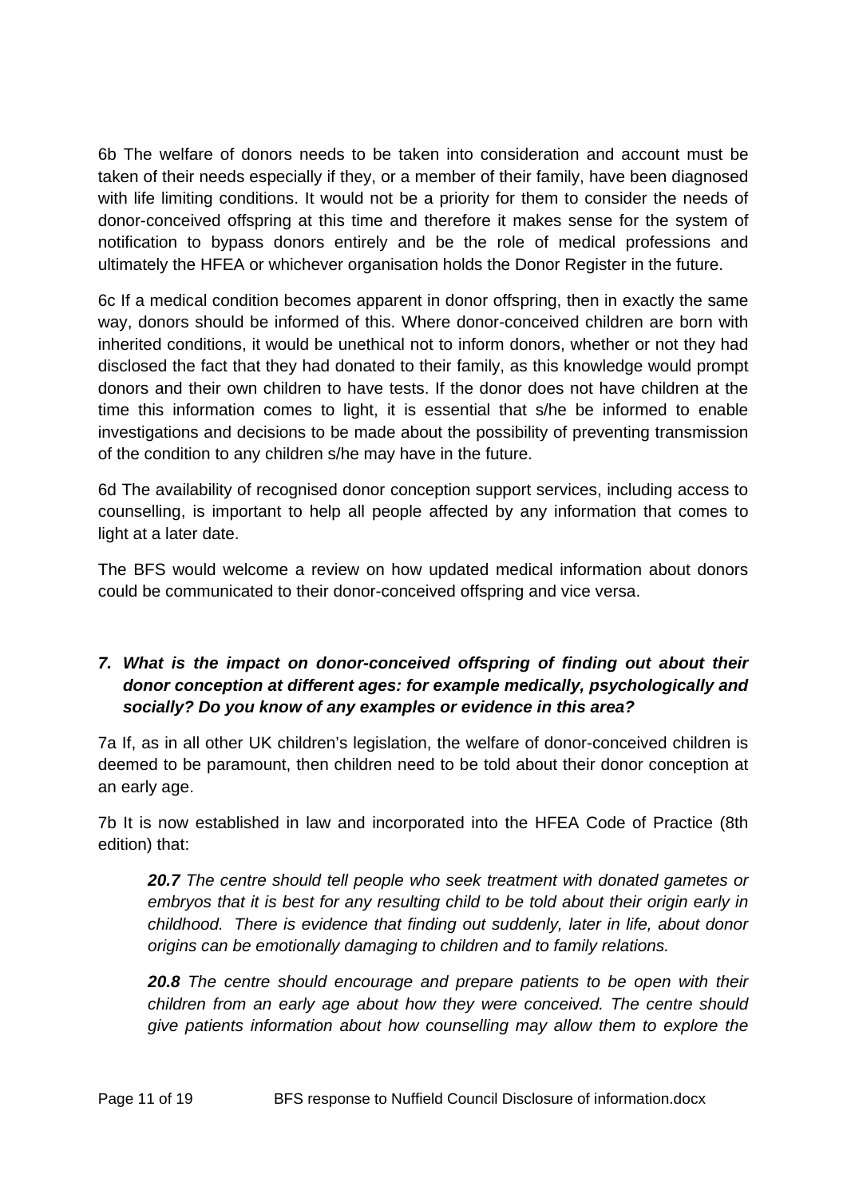6b The welfare of donors needs to be taken into consideration and account must be taken of their needs especially if they, or a member of their family, have been diagnosed with life limiting conditions. It would not be a priority for them to consider the needs of donor-conceived offspring at this time and therefore it makes sense for the system of notification to bypass donors entirely and be the role of medical professions and ultimately the HFEA or whichever organisation holds the Donor Register in the future.

6c If a medical condition becomes apparent in donor offspring, then in exactly the same way, donors should be informed of this. Where donor-conceived children are born with inherited conditions, it would be unethical not to inform donors, whether or not they had disclosed the fact that they had donated to their family, as this knowledge would prompt donors and their own children to have tests. If the donor does not have children at the time this information comes to light, it is essential that s/he be informed to enable investigations and decisions to be made about the possibility of preventing transmission of the condition to any children s/he may have in the future.

6d The availability of recognised donor conception support services, including access to counselling, is important to help all people affected by any information that comes to light at a later date.

The BFS would welcome a review on how updated medical information about donors could be communicated to their donor-conceived offspring and vice versa.

### 7. *What is the impact on donor-conceived offspring of finding out about their donor conception at different ages: for example medically, psychologically and socially? Do you know of any examples or evidence in this area?*

7a If, as in all other UK children's legislation, the welfare of donor-conceived children is deemed to be paramount, then children need to be told about their donor conception at an early age.

7b It is now established in law and incorporated into the HFEA Code of Practice (8th edition) that:

> ***20.7*** *The centre should tell people who seek treatment with donated gametes or embryos that it is best for any resulting child to be told about their origin early in childhood. There is evidence that finding out suddenly, later in life, about donor origins can be emotionally damaging to children and to family relations.*
>
> ***20.8*** *The centre should encourage and prepare patients to be open with their children from an early age about how they were conceived. The centre should give patients information about how counselling may allow them to explore the*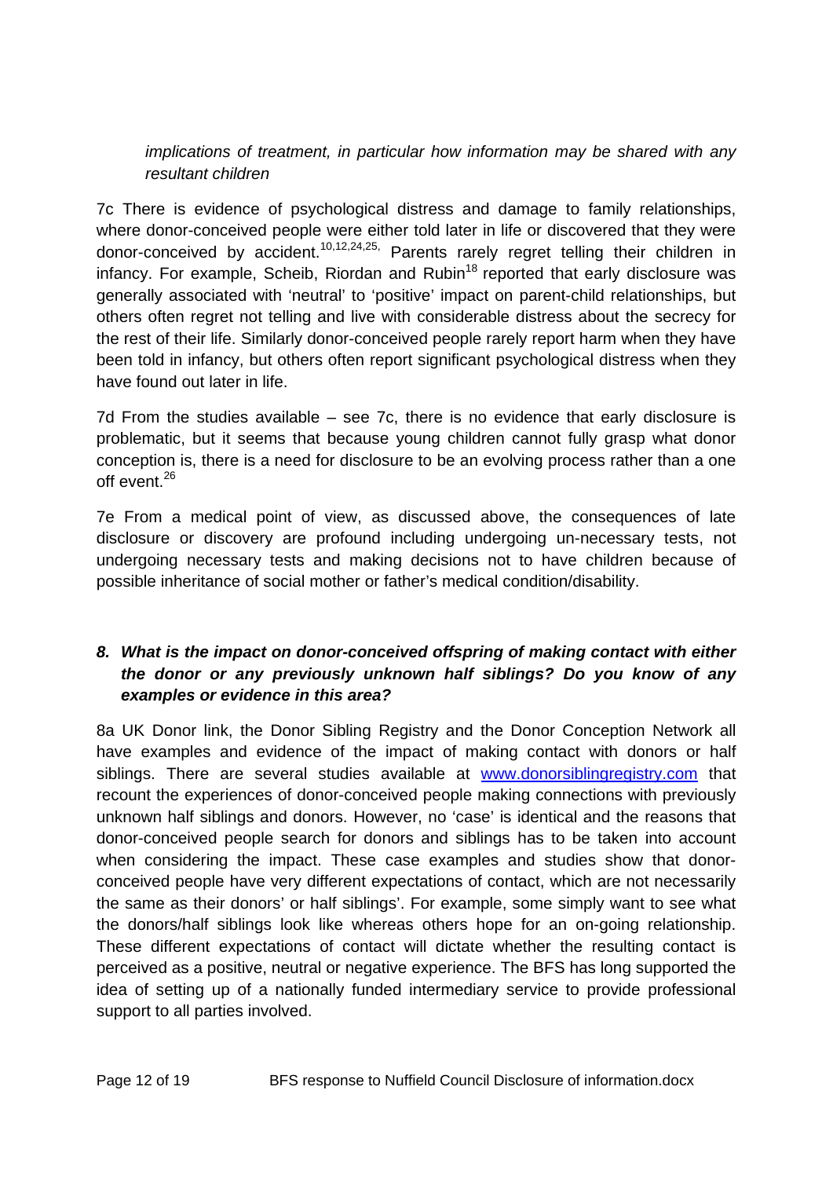*implications of treatment, in particular how information may be shared with any resultant children*

7c There is evidence of psychological distress and damage to family relationships, where donor-conceived people were either told later in life or discovered that they were donor-conceived by accident.[10,12,24,25,] Parents rarely regret telling their children in infancy. For example, Scheib, Riordan and Rubin[18] reported that early disclosure was generally associated with 'neutral' to 'positive' impact on parent-child relationships, but others often regret not telling and live with considerable distress about the secrecy for the rest of their life. Similarly donor-conceived people rarely report harm when they have been told in infancy, but others often report significant psychological distress when they have found out later in life.

7d From the studies available – see 7c, there is no evidence that early disclosure is problematic, but it seems that because young children cannot fully grasp what donor conception is, there is a need for disclosure to be an evolving process rather than a one off event.[26]

7e From a medical point of view, as discussed above, the consequences of late disclosure or discovery are profound including undergoing un-necessary tests, not undergoing necessary tests and making decisions not to have children because of possible inheritance of social mother or father's medical condition/disability.

### 8. *What is the impact on donor-conceived offspring of making contact with either the donor or any previously unknown half siblings? Do you know of any examples or evidence in this area?*

8a UK Donor link, the Donor Sibling Registry and the Donor Conception Network all have examples and evidence of the impact of making contact with donors or half siblings. There are several studies available at www.donorsiblingregistry.com that recount the experiences of donor-conceived people making connections with previously unknown half siblings and donors. However, no 'case' is identical and the reasons that donor-conceived people search for donors and siblings has to be taken into account when considering the impact. These case examples and studies show that donor-conceived people have very different expectations of contact, which are not necessarily the same as their donors' or half siblings'. For example, some simply want to see what the donors/half siblings look like whereas others hope for an on-going relationship. These different expectations of contact will dictate whether the resulting contact is perceived as a positive, neutral or negative experience. The BFS has long supported the idea of setting up of a nationally funded intermediary service to provide professional support to all parties involved.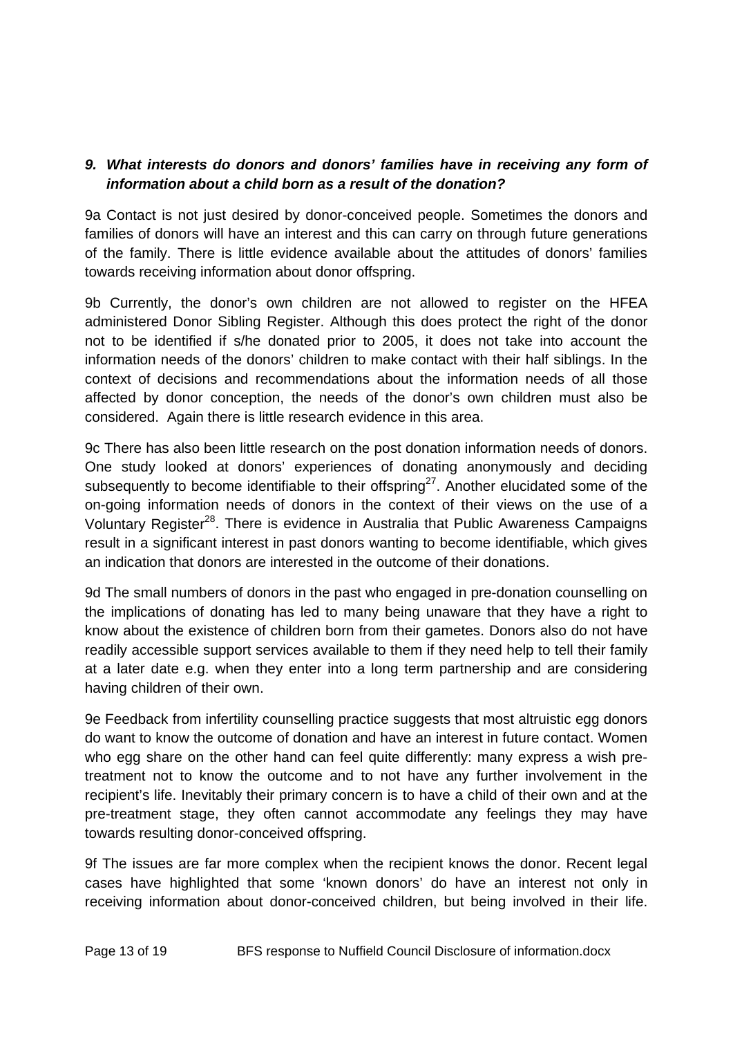***9. What interests do donors and donors' families have in receiving any form of information about a child born as a result of the donation?***

9a Contact is not just desired by donor-conceived people. Sometimes the donors and families of donors will have an interest and this can carry on through future generations of the family. There is little evidence available about the attitudes of donors' families towards receiving information about donor offspring.

9b Currently, the donor's own children are not allowed to register on the HFEA administered Donor Sibling Register. Although this does protect the right of the donor not to be identified if s/he donated prior to 2005, it does not take into account the information needs of the donors' children to make contact with their half siblings. In the context of decisions and recommendations about the information needs of all those affected by donor conception, the needs of the donor's own children must also be considered. Again there is little research evidence in this area.

9c There has also been little research on the post donation information needs of donors. One study looked at donors' experiences of donating anonymously and deciding subsequently to become identifiable to their offspring[27]. Another elucidated some of the on-going information needs of donors in the context of their views on the use of a Voluntary Register[28]. There is evidence in Australia that Public Awareness Campaigns result in a significant interest in past donors wanting to become identifiable, which gives an indication that donors are interested in the outcome of their donations.

9d The small numbers of donors in the past who engaged in pre-donation counselling on the implications of donating has led to many being unaware that they have a right to know about the existence of children born from their gametes. Donors also do not have readily accessible support services available to them if they need help to tell their family at a later date e.g. when they enter into a long term partnership and are considering having children of their own.

9e Feedback from infertility counselling practice suggests that most altruistic egg donors do want to know the outcome of donation and have an interest in future contact. Women who egg share on the other hand can feel quite differently: many express a wish pre-treatment not to know the outcome and to not have any further involvement in the recipient's life. Inevitably their primary concern is to have a child of their own and at the pre-treatment stage, they often cannot accommodate any feelings they may have towards resulting donor-conceived offspring.

9f The issues are far more complex when the recipient knows the donor. Recent legal cases have highlighted that some 'known donors' do have an interest not only in receiving information about donor-conceived children, but being involved in their life.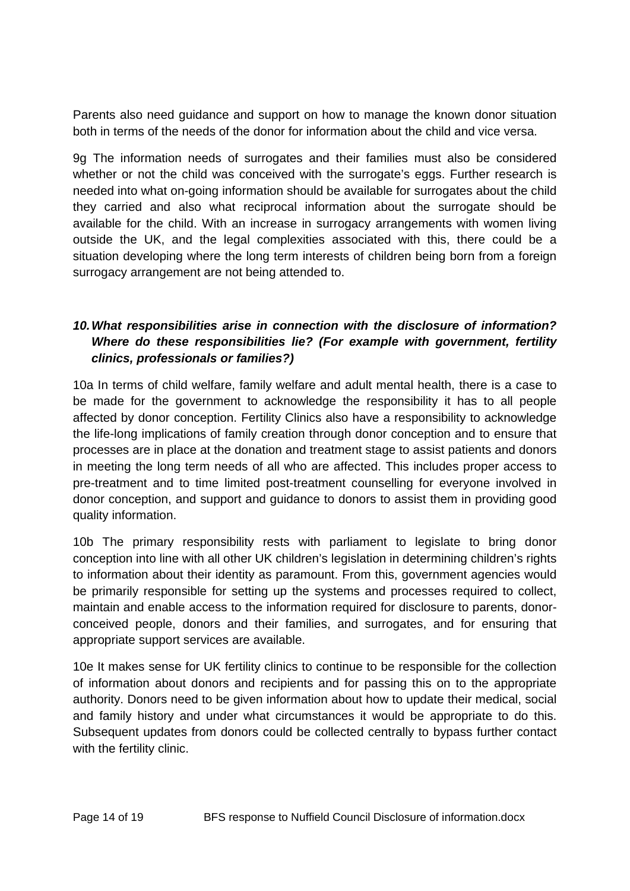Parents also need guidance and support on how to manage the known donor situation both in terms of the needs of the donor for information about the child and vice versa.

9g The information needs of surrogates and their families must also be considered whether or not the child was conceived with the surrogate's eggs. Further research is needed into what on-going information should be available for surrogates about the child they carried and also what reciprocal information about the surrogate should be available for the child. With an increase in surrogacy arrangements with women living outside the UK, and the legal complexities associated with this, there could be a situation developing where the long term interests of children being born from a foreign surrogacy arrangement are not being attended to.

***10. What responsibilities arise in connection with the disclosure of information? Where do these responsibilities lie? (For example with government, fertility clinics, professionals or families?)***

10a In terms of child welfare, family welfare and adult mental health, there is a case to be made for the government to acknowledge the responsibility it has to all people affected by donor conception. Fertility Clinics also have a responsibility to acknowledge the life-long implications of family creation through donor conception and to ensure that processes are in place at the donation and treatment stage to assist patients and donors in meeting the long term needs of all who are affected. This includes proper access to pre-treatment and to time limited post-treatment counselling for everyone involved in donor conception, and support and guidance to donors to assist them in providing good quality information.

10b The primary responsibility rests with parliament to legislate to bring donor conception into line with all other UK children's legislation in determining children's rights to information about their identity as paramount. From this, government agencies would be primarily responsible for setting up the systems and processes required to collect, maintain and enable access to the information required for disclosure to parents, donor-conceived people, donors and their families, and surrogates, and for ensuring that appropriate support services are available.

10e It makes sense for UK fertility clinics to continue to be responsible for the collection of information about donors and recipients and for passing this on to the appropriate authority. Donors need to be given information about how to update their medical, social and family history and under what circumstances it would be appropriate to do this. Subsequent updates from donors could be collected centrally to bypass further contact with the fertility clinic.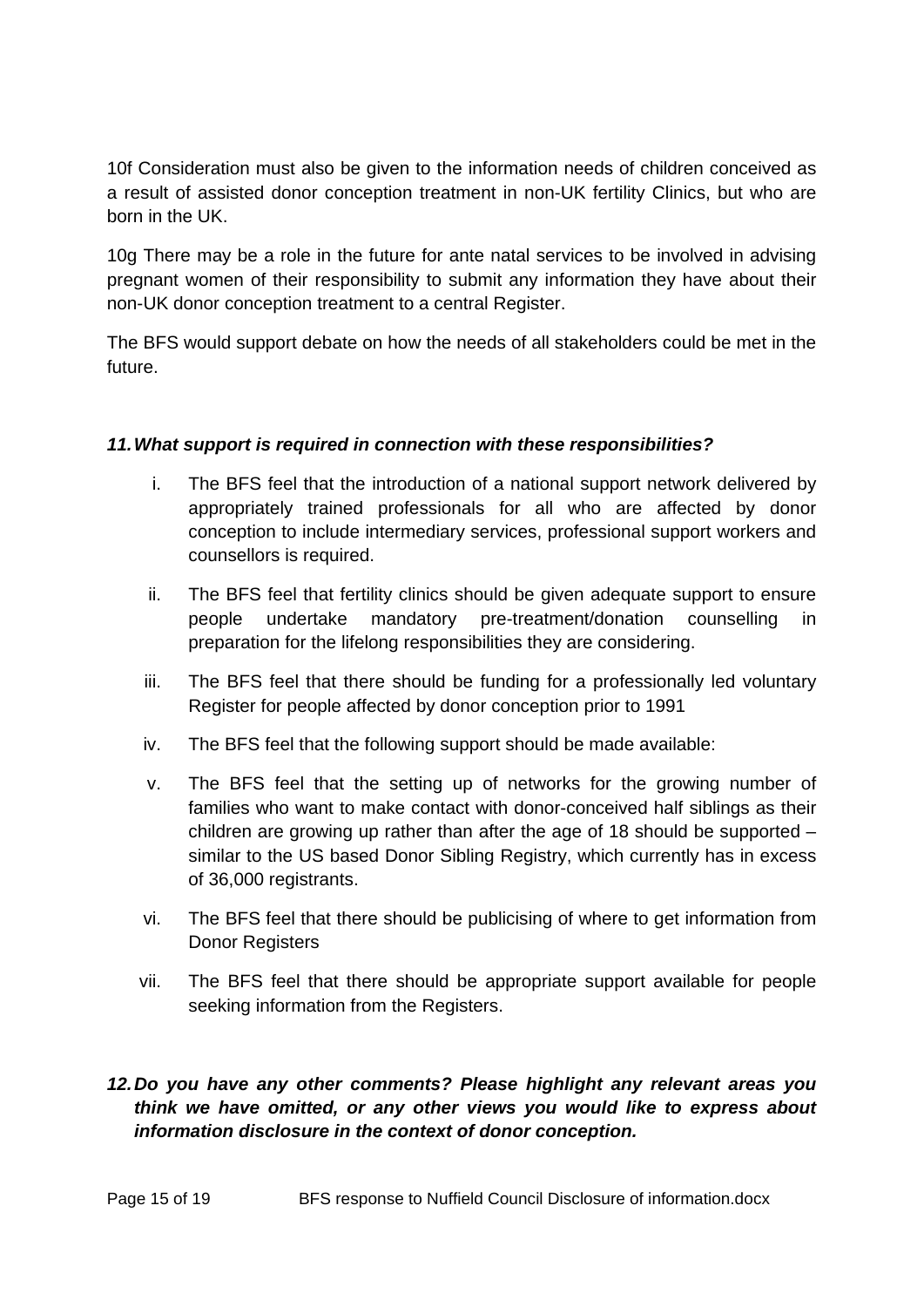10f Consideration must also be given to the information needs of children conceived as a result of assisted donor conception treatment in non-UK fertility Clinics, but who are born in the UK.

10g There may be a role in the future for ante natal services to be involved in advising pregnant women of their responsibility to submit any information they have about their non-UK donor conception treatment to a central Register.

The BFS would support debate on how the needs of all stakeholders could be met in the future.

***11. What support is required in connection with these responsibilities?***

i. The BFS feel that the introduction of a national support network delivered by appropriately trained professionals for all who are affected by donor conception to include intermediary services, professional support workers and counsellors is required.

ii. The BFS feel that fertility clinics should be given adequate support to ensure people undertake mandatory pre-treatment/donation counselling in preparation for the lifelong responsibilities they are considering.

iii. The BFS feel that there should be funding for a professionally led voluntary Register for people affected by donor conception prior to 1991

iv. The BFS feel that the following support should be made available:

v. The BFS feel that the setting up of networks for the growing number of families who want to make contact with donor-conceived half siblings as their children are growing up rather than after the age of 18 should be supported – similar to the US based Donor Sibling Registry, which currently has in excess of 36,000 registrants.

vi. The BFS feel that there should be publicising of where to get information from Donor Registers

vii. The BFS feel that there should be appropriate support available for people seeking information from the Registers.

***12. Do you have any other comments? Please highlight any relevant areas you think we have omitted, or any other views you would like to express about information disclosure in the context of donor conception.***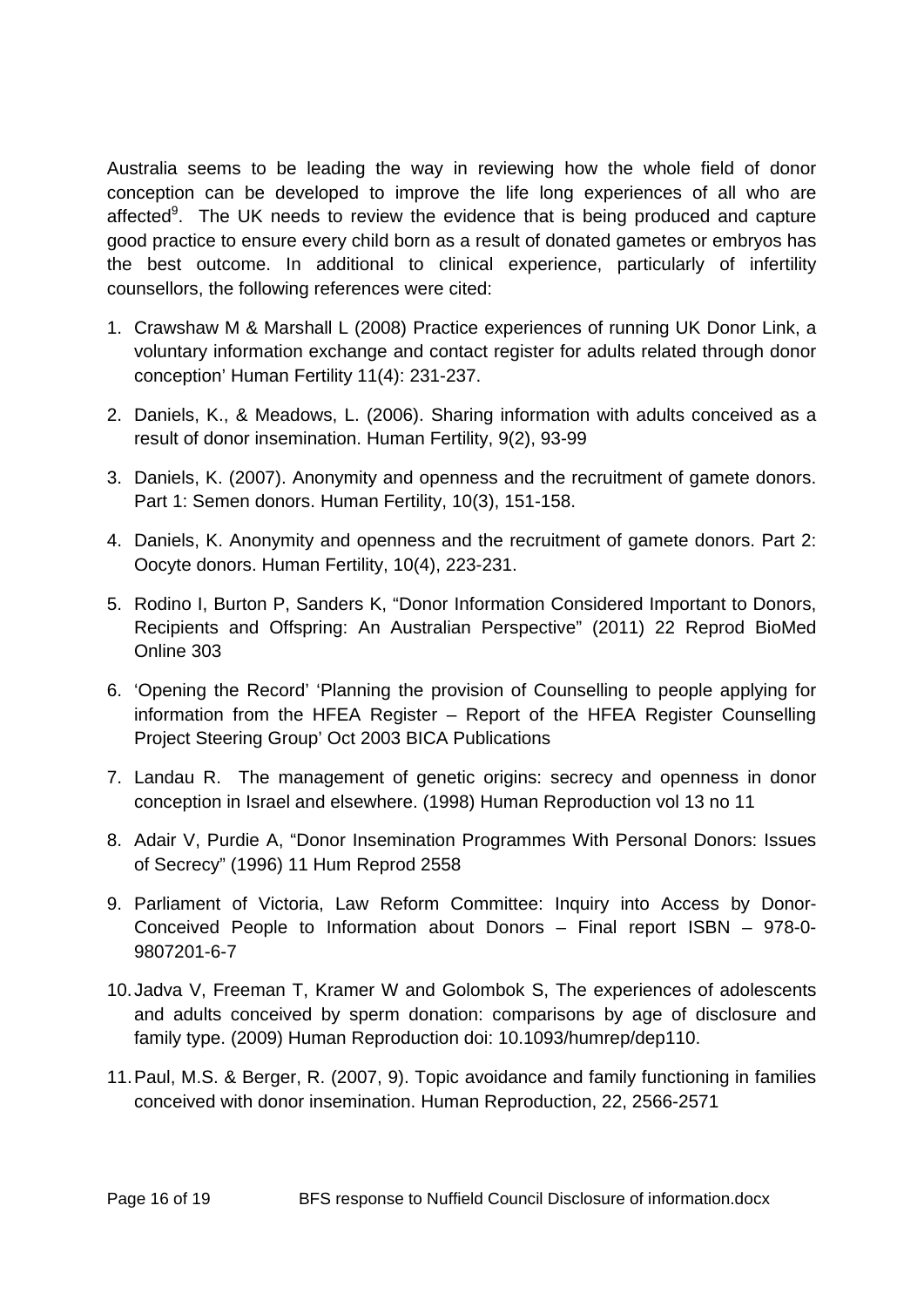Australia seems to be leading the way in reviewing how the whole field of donor conception can be developed to improve the life long experiences of all who are affected[9]. The UK needs to review the evidence that is being produced and capture good practice to ensure every child born as a result of donated gametes or embryos has the best outcome. In additional to clinical experience, particularly of infertility counsellors, the following references were cited:

1. Crawshaw M & Marshall L (2008) Practice experiences of running UK Donor Link, a voluntary information exchange and contact register for adults related through donor conception' Human Fertility 11(4): 231-237.
2. Daniels, K., & Meadows, L. (2006). Sharing information with adults conceived as a result of donor insemination. Human Fertility, 9(2), 93-99
3. Daniels, K. (2007). Anonymity and openness and the recruitment of gamete donors. Part 1: Semen donors. Human Fertility, 10(3), 151-158.
4. Daniels, K. Anonymity and openness and the recruitment of gamete donors. Part 2: Oocyte donors. Human Fertility, 10(4), 223-231.
5. Rodino I, Burton P, Sanders K, "Donor Information Considered Important to Donors, Recipients and Offspring: An Australian Perspective" (2011) 22 Reprod BioMed Online 303
6. 'Opening the Record' 'Planning the provision of Counselling to people applying for information from the HFEA Register – Report of the HFEA Register Counselling Project Steering Group' Oct 2003 BICA Publications
7. Landau R. The management of genetic origins: secrecy and openness in donor conception in Israel and elsewhere. (1998) Human Reproduction vol 13 no 11
8. Adair V, Purdie A, "Donor Insemination Programmes With Personal Donors: Issues of Secrecy" (1996) 11 Hum Reprod 2558
9. Parliament of Victoria, Law Reform Committee: Inquiry into Access by Donor-Conceived People to Information about Donors – Final report ISBN – 978-0-9807201-6-7
10. Jadva V, Freeman T, Kramer W and Golombok S, The experiences of adolescents and adults conceived by sperm donation: comparisons by age of disclosure and family type. (2009) Human Reproduction doi: 10.1093/humrep/dep110.
11. Paul, M.S. & Berger, R. (2007, 9). Topic avoidance and family functioning in families conceived with donor insemination. Human Reproduction, 22, 2566-2571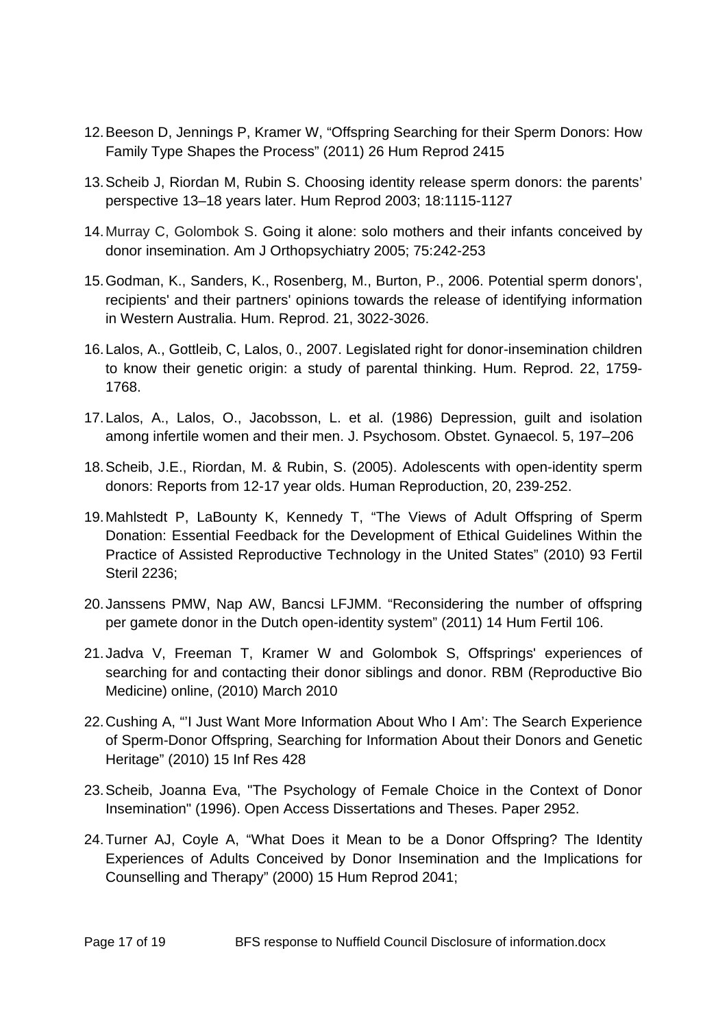12. Beeson D, Jennings P, Kramer W, “Offspring Searching for their Sperm Donors: How Family Type Shapes the Process” (2011) 26 Hum Reprod 2415

13. Scheib J, Riordan M, Rubin S. Choosing identity release sperm donors: the parents’ perspective 13–18 years later. Hum Reprod 2003; 18:1115-1127

14. Murray C, Golombok S. Going it alone: solo mothers and their infants conceived by donor insemination. Am J Orthopsychiatry 2005; 75:242-253

15. Godman, K., Sanders, K., Rosenberg, M., Burton, P., 2006. Potential sperm donors', recipients' and their partners' opinions towards the release of identifying information in Western Australia. Hum. Reprod. 21, 3022-3026.

16. Lalos, A., Gottleib, C, Lalos, 0., 2007. Legislated right for donor-insemination children to know their genetic origin: a study of parental thinking. Hum. Reprod. 22, 1759-1768.

17. Lalos, A., Lalos, O., Jacobsson, L. et al. (1986) Depression, guilt and isolation among infertile women and their men. J. Psychosom. Obstet. Gynaecol. 5, 197–206

18. Scheib, J.E., Riordan, M. & Rubin, S. (2005). Adolescents with open-identity sperm donors: Reports from 12-17 year olds. Human Reproduction, 20, 239-252.

19. Mahlstedt P, LaBounty K, Kennedy T, “The Views of Adult Offspring of Sperm Donation: Essential Feedback for the Development of Ethical Guidelines Within the Practice of Assisted Reproductive Technology in the United States” (2010) 93 Fertil Steril 2236;

20. Janssens PMW, Nap AW, Bancsi LFJMM. “Reconsidering the number of offspring per gamete donor in the Dutch open-identity system” (2011) 14 Hum Fertil 106.

21. Jadva V, Freeman T, Kramer W and Golombok S, Offsprings' experiences of searching for and contacting their donor siblings and donor. RBM (Reproductive Bio Medicine) online, (2010) March 2010

22. Cushing A, “'I Just Want More Information About Who I Am’: The Search Experience of Sperm-Donor Offspring, Searching for Information About their Donors and Genetic Heritage” (2010) 15 Inf Res 428

23. Scheib, Joanna Eva, "The Psychology of Female Choice in the Context of Donor Insemination" (1996). Open Access Dissertations and Theses. Paper 2952.

24. Turner AJ, Coyle A, “What Does it Mean to be a Donor Offspring? The Identity Experiences of Adults Conceived by Donor Insemination and the Implications for Counselling and Therapy” (2000) 15 Hum Reprod 2041;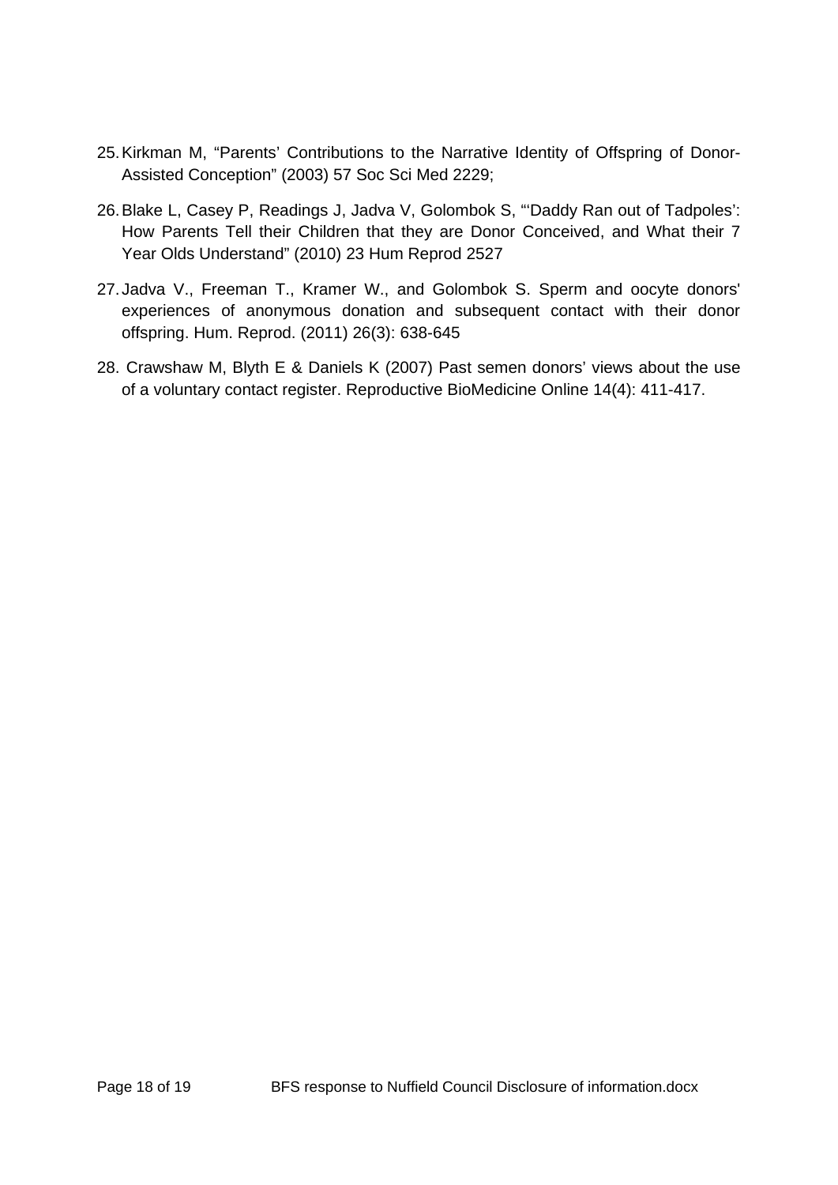25. Kirkman M, "Parents' Contributions to the Narrative Identity of Offspring of Donor-Assisted Conception" (2003) 57 Soc Sci Med 2229;
26. Blake L, Casey P, Readings J, Jadva V, Golombok S, "'Daddy Ran out of Tadpoles': How Parents Tell their Children that they are Donor Conceived, and What their 7 Year Olds Understand" (2010) 23 Hum Reprod 2527
27. Jadva V., Freeman T., Kramer W., and Golombok S. Sperm and oocyte donors' experiences of anonymous donation and subsequent contact with their donor offspring. Hum. Reprod. (2011) 26(3): 638-645
28. Crawshaw M, Blyth E & Daniels K (2007) Past semen donors' views about the use of a voluntary contact register. Reproductive BioMedicine Online 14(4): 411-417.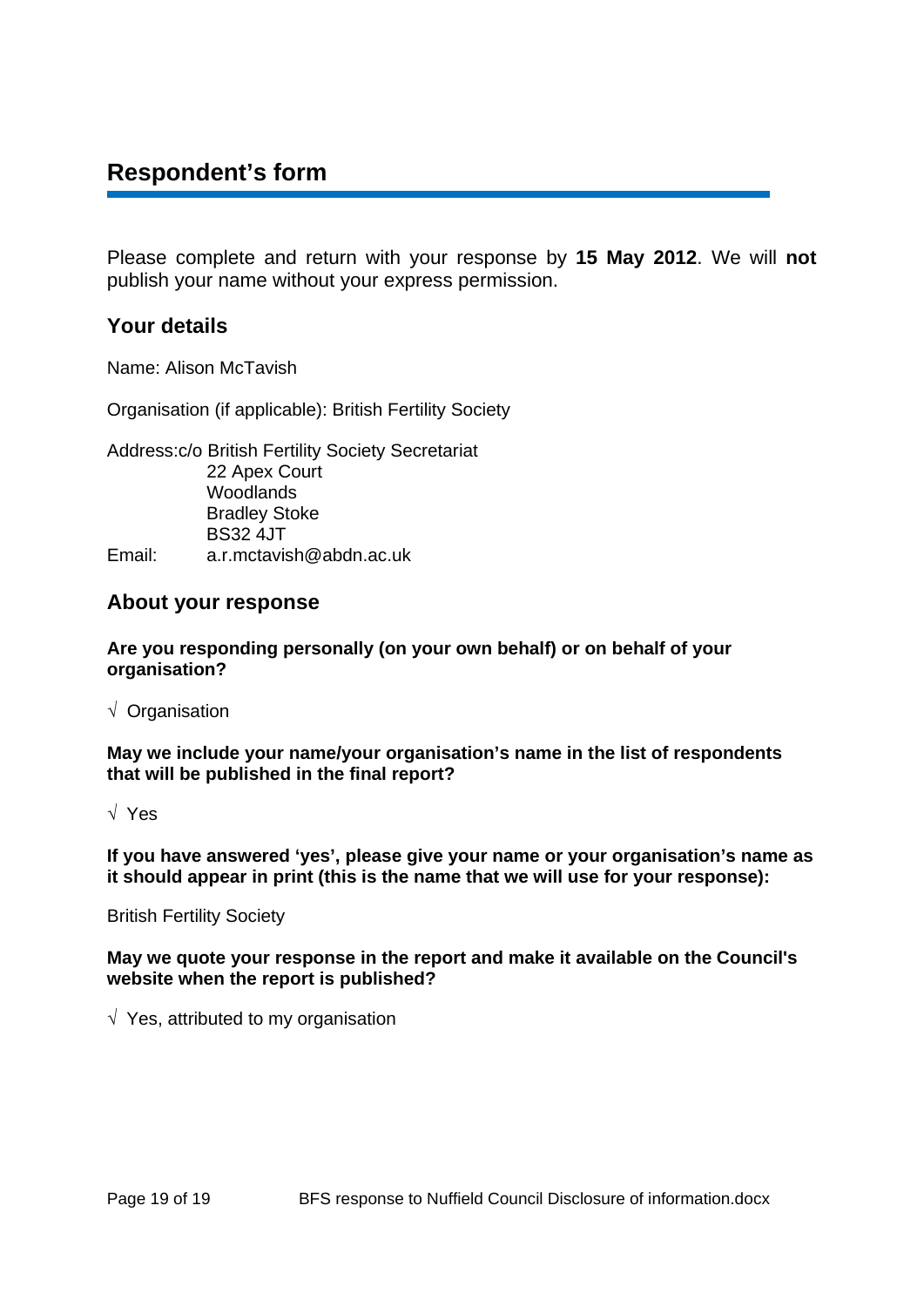## Respondent's form

Please complete and return with your response by **15 May 2012**. We will **not** publish your name without your express permission.

### Your details

Name: Alison McTavish

Organisation (if applicable): British Fertility Society

Address: c/o British Fertility Society Secretariat
22 Apex Court
Woodlands
Bradley Stoke
BS32 4JT

Email: a.r.mctavish@abdn.ac.uk

### About your response

**Are you responding personally (on your own behalf) or on behalf of your organisation?**

√ Organisation

**May we include your name/your organisation's name in the list of respondents that will be published in the final report?**

√ Yes

**If you have answered 'yes', please give your name or your organisation's name as it should appear in print (this is the name that we will use for your response):**

British Fertility Society

**May we quote your response in the report and make it available on the Council's website when the report is published?**

√ Yes, attributed to my organisation